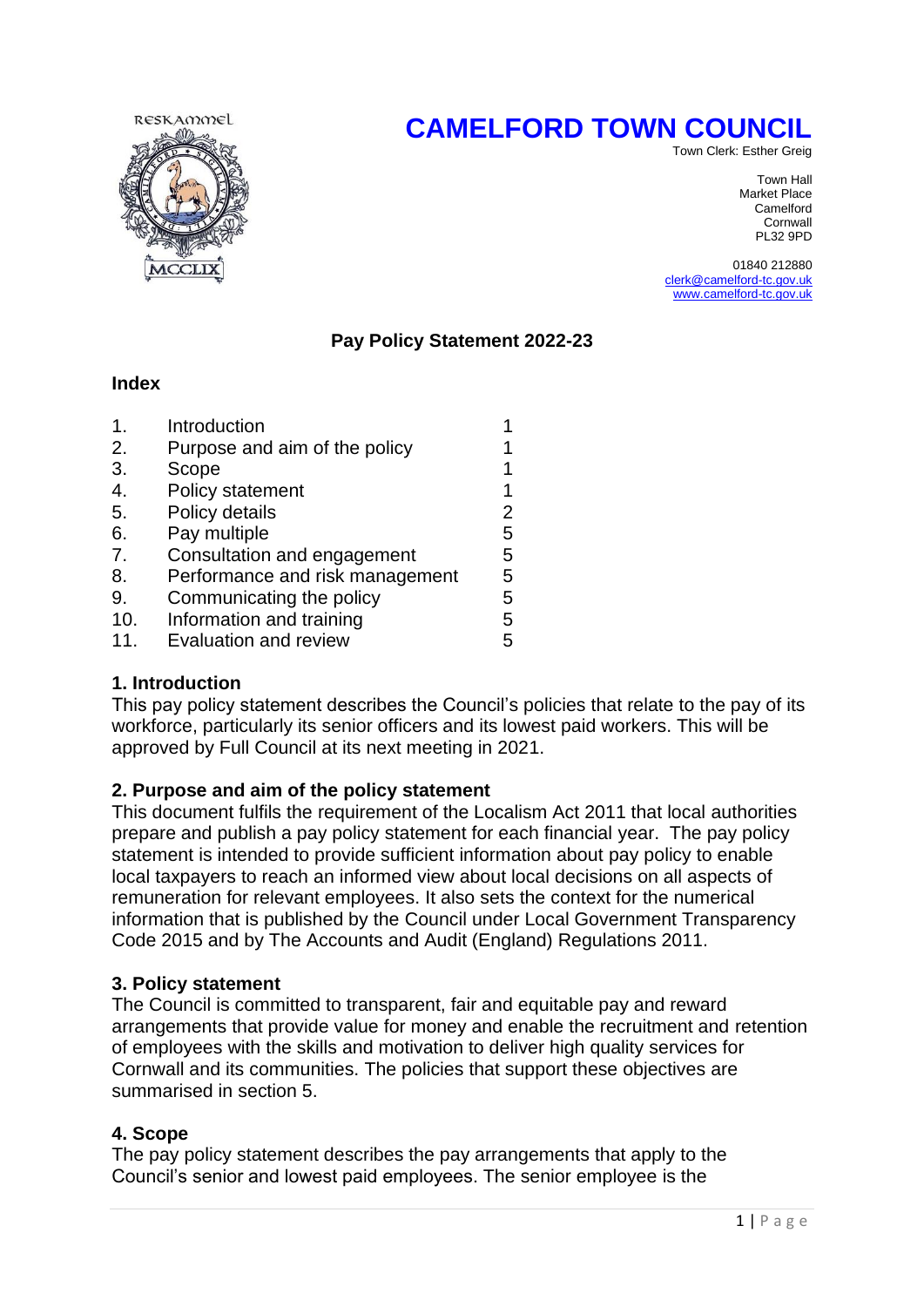# CAMELFORD TOWN COUNCIL

Town Clerk: Esther Greig

Town Hall
Market Place
Camelford
Cornwall
PL32 9PD

01840 212880
clerk@camelford-tc.gov.uk
www.camelford-tc.gov.uk

## Pay Policy Statement 2022-23

### Index

| | | |
|---|---|---|
| 1. | Introduction | 1 |
| 2. | Purpose and aim of the policy | 1 |
| 3. | Scope | 1 |
| 4. | Policy statement | 1 |
| 5. | Policy details | 2 |
| 6. | Pay multiple | 5 |
| 7. | Consultation and engagement | 5 |
| 8. | Performance and risk management | 5 |
| 9. | Communicating the policy | 5 |
| 10. | Information and training | 5 |
| 11. | Evaluation and review | 5 |

### 1. Introduction

This pay policy statement describes the Council's policies that relate to the pay of its workforce, particularly its senior officers and its lowest paid workers. This will be approved by Full Council at its next meeting in 2021.

### 2. Purpose and aim of the policy statement

This document fulfils the requirement of the Localism Act 2011 that local authorities prepare and publish a pay policy statement for each financial year. The pay policy statement is intended to provide sufficient information about pay policy to enable local taxpayers to reach an informed view about local decisions on all aspects of remuneration for relevant employees. It also sets the context for the numerical information that is published by the Council under Local Government Transparency Code 2015 and by The Accounts and Audit (England) Regulations 2011.

### 3. Policy statement

The Council is committed to transparent, fair and equitable pay and reward arrangements that provide value for money and enable the recruitment and retention of employees with the skills and motivation to deliver high quality services for Cornwall and its communities. The policies that support these objectives are summarised in section 5.

### 4. Scope

The pay policy statement describes the pay arrangements that apply to the Council's senior and lowest paid employees. The senior employee is the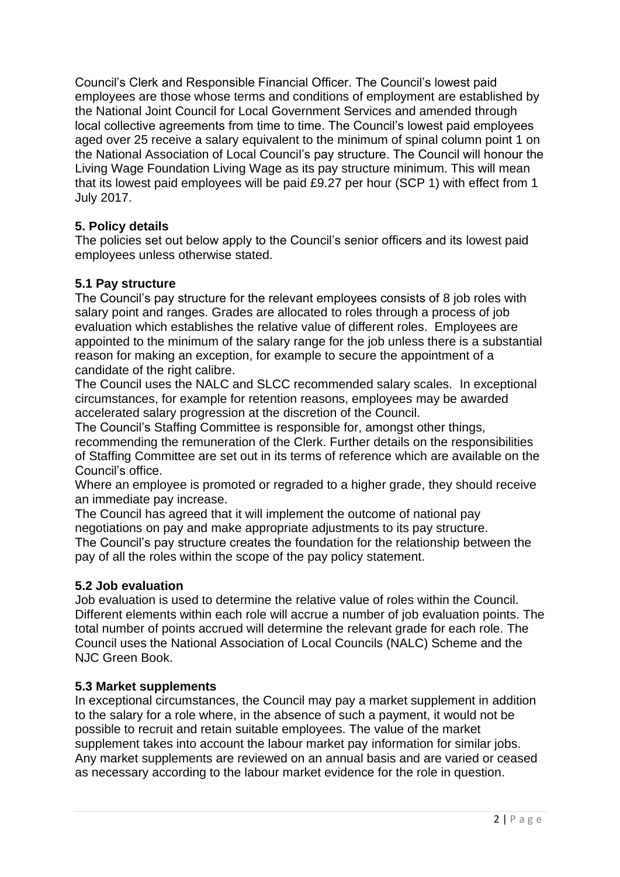Council's Clerk and Responsible Financial Officer. The Council's lowest paid employees are those whose terms and conditions of employment are established by the National Joint Council for Local Government Services and amended through local collective agreements from time to time. The Council's lowest paid employees aged over 25 receive a salary equivalent to the minimum of spinal column point 1 on the National Association of Local Council's pay structure. The Council will honour the Living Wage Foundation Living Wage as its pay structure minimum. This will mean that its lowest paid employees will be paid £9.27 per hour (SCP 1) with effect from 1 July 2017.

## 5. Policy details

The policies set out below apply to the Council's senior officers and its lowest paid employees unless otherwise stated.

### 5.1 Pay structure

The Council's pay structure for the relevant employees consists of 8 job roles with salary point and ranges. Grades are allocated to roles through a process of job evaluation which establishes the relative value of different roles. Employees are appointed to the minimum of the salary range for the job unless there is a substantial reason for making an exception, for example to secure the appointment of a candidate of the right calibre.

The Council uses the NALC and SLCC recommended salary scales. In exceptional circumstances, for example for retention reasons, employees may be awarded accelerated salary progression at the discretion of the Council.

The Council's Staffing Committee is responsible for, amongst other things, recommending the remuneration of the Clerk. Further details on the responsibilities of Staffing Committee are set out in its terms of reference which are available on the Council's office.

Where an employee is promoted or regraded to a higher grade, they should receive an immediate pay increase.

The Council has agreed that it will implement the outcome of national pay negotiations on pay and make appropriate adjustments to its pay structure.

The Council's pay structure creates the foundation for the relationship between the pay of all the roles within the scope of the pay policy statement.

### 5.2 Job evaluation

Job evaluation is used to determine the relative value of roles within the Council. Different elements within each role will accrue a number of job evaluation points. The total number of points accrued will determine the relevant grade for each role. The Council uses the National Association of Local Councils (NALC) Scheme and the NJC Green Book.

### 5.3 Market supplements

In exceptional circumstances, the Council may pay a market supplement in addition to the salary for a role where, in the absence of such a payment, it would not be possible to recruit and retain suitable employees. The value of the market supplement takes into account the labour market pay information for similar jobs. Any market supplements are reviewed on an annual basis and are varied or ceased as necessary according to the labour market evidence for the role in question.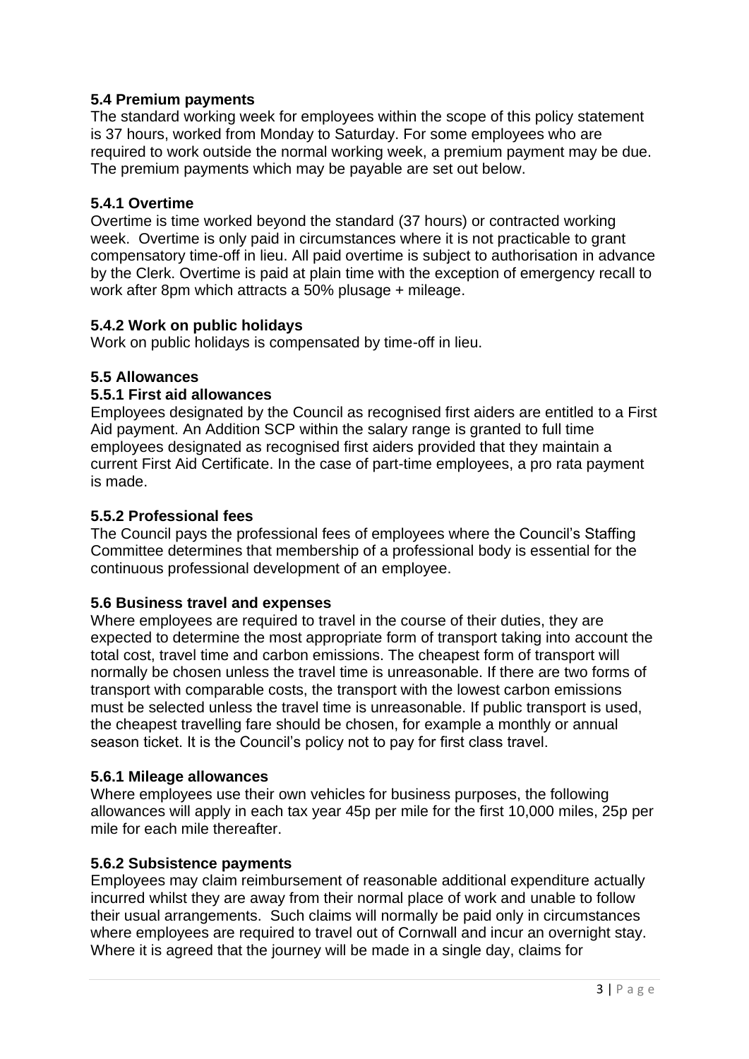### 5.4 Premium payments

The standard working week for employees within the scope of this policy statement is 37 hours, worked from Monday to Saturday. For some employees who are required to work outside the normal working week, a premium payment may be due. The premium payments which may be payable are set out below.

#### 5.4.1 Overtime

Overtime is time worked beyond the standard (37 hours) or contracted working week. Overtime is only paid in circumstances where it is not practicable to grant compensatory time-off in lieu. All paid overtime is subject to authorisation in advance by the Clerk. Overtime is paid at plain time with the exception of emergency recall to work after 8pm which attracts a 50% plusage + mileage.

#### 5.4.2 Work on public holidays

Work on public holidays is compensated by time-off in lieu.

### 5.5 Allowances

#### 5.5.1 First aid allowances

Employees designated by the Council as recognised first aiders are entitled to a First Aid payment. An Addition SCP within the salary range is granted to full time employees designated as recognised first aiders provided that they maintain a current First Aid Certificate. In the case of part-time employees, a pro rata payment is made.

#### 5.5.2 Professional fees

The Council pays the professional fees of employees where the Council's Staffing Committee determines that membership of a professional body is essential for the continuous professional development of an employee.

### 5.6 Business travel and expenses

Where employees are required to travel in the course of their duties, they are expected to determine the most appropriate form of transport taking into account the total cost, travel time and carbon emissions. The cheapest form of transport will normally be chosen unless the travel time is unreasonable. If there are two forms of transport with comparable costs, the transport with the lowest carbon emissions must be selected unless the travel time is unreasonable. If public transport is used, the cheapest travelling fare should be chosen, for example a monthly or annual season ticket. It is the Council's policy not to pay for first class travel.

#### 5.6.1 Mileage allowances

Where employees use their own vehicles for business purposes, the following allowances will apply in each tax year 45p per mile for the first 10,000 miles, 25p per mile for each mile thereafter.

#### 5.6.2 Subsistence payments

Employees may claim reimbursement of reasonable additional expenditure actually incurred whilst they are away from their normal place of work and unable to follow their usual arrangements. Such claims will normally be paid only in circumstances where employees are required to travel out of Cornwall and incur an overnight stay. Where it is agreed that the journey will be made in a single day, claims for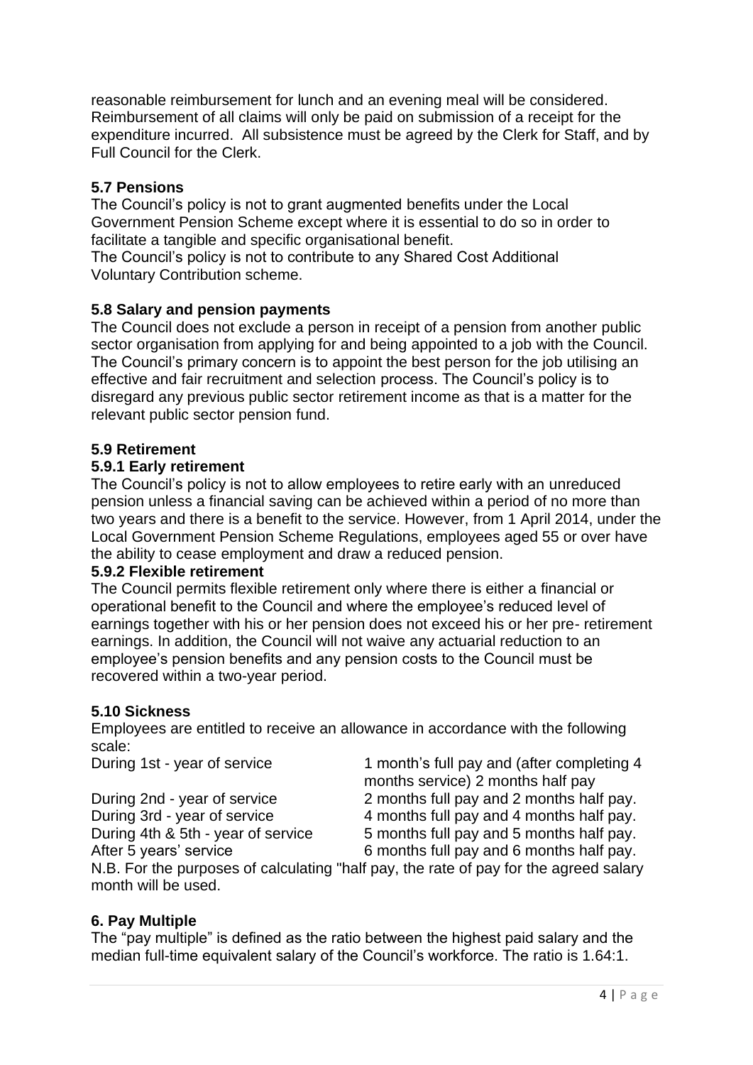reasonable reimbursement for lunch and an evening meal will be considered. Reimbursement of all claims will only be paid on submission of a receipt for the expenditure incurred. All subsistence must be agreed by the Clerk for Staff, and by Full Council for the Clerk.

### 5.7 Pensions

The Council's policy is not to grant augmented benefits under the Local Government Pension Scheme except where it is essential to do so in order to facilitate a tangible and specific organisational benefit.
The Council's policy is not to contribute to any Shared Cost Additional Voluntary Contribution scheme.

### 5.8 Salary and pension payments

The Council does not exclude a person in receipt of a pension from another public sector organisation from applying for and being appointed to a job with the Council. The Council's primary concern is to appoint the best person for the job utilising an effective and fair recruitment and selection process. The Council's policy is to disregard any previous public sector retirement income as that is a matter for the relevant public sector pension fund.

### 5.9 Retirement

#### 5.9.1 Early retirement

The Council's policy is not to allow employees to retire early with an unreduced pension unless a financial saving can be achieved within a period of no more than two years and there is a benefit to the service. However, from 1 April 2014, under the Local Government Pension Scheme Regulations, employees aged 55 or over have the ability to cease employment and draw a reduced pension.

#### 5.9.2 Flexible retirement

The Council permits flexible retirement only where there is either a financial or operational benefit to the Council and where the employee's reduced level of earnings together with his or her pension does not exceed his or her pre- retirement earnings. In addition, the Council will not waive any actuarial reduction to an employee's pension benefits and any pension costs to the Council must be recovered within a two-year period.

### 5.10 Sickness

Employees are entitled to receive an allowance in accordance with the following scale:

| | |
|---|---|
| During 1st - year of service | 1 month's full pay and (after completing 4 months service) 2 months half pay |
| During 2nd - year of service | 2 months full pay and 2 months half pay. |
| During 3rd - year of service | 4 months full pay and 4 months half pay. |
| During 4th & 5th - year of service | 5 months full pay and 5 months half pay. |
| After 5 years' service | 6 months full pay and 6 months half pay. |

N.B. For the purposes of calculating "half pay, the rate of pay for the agreed salary month will be used.

## 6. Pay Multiple

The "pay multiple" is defined as the ratio between the highest paid salary and the median full-time equivalent salary of the Council's workforce. The ratio is 1.64:1.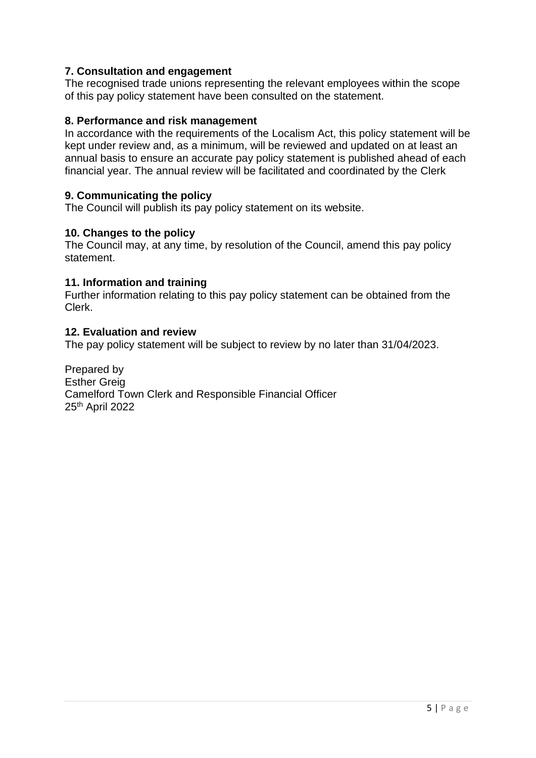**7. Consultation and engagement**
The recognised trade unions representing the relevant employees within the scope of this pay policy statement have been consulted on the statement.

**8. Performance and risk management**
In accordance with the requirements of the Localism Act, this policy statement will be kept under review and, as a minimum, will be reviewed and updated on at least an annual basis to ensure an accurate pay policy statement is published ahead of each financial year. The annual review will be facilitated and coordinated by the Clerk

**9. Communicating the policy**
The Council will publish its pay policy statement on its website.

**10. Changes to the policy**
The Council may, at any time, by resolution of the Council, amend this pay policy statement.

**11. Information and training**
Further information relating to this pay policy statement can be obtained from the Clerk.

**12. Evaluation and review**
The pay policy statement will be subject to review by no later than 31/04/2023.

Prepared by
Esther Greig
Camelford Town Clerk and Responsible Financial Officer
25th April 2022